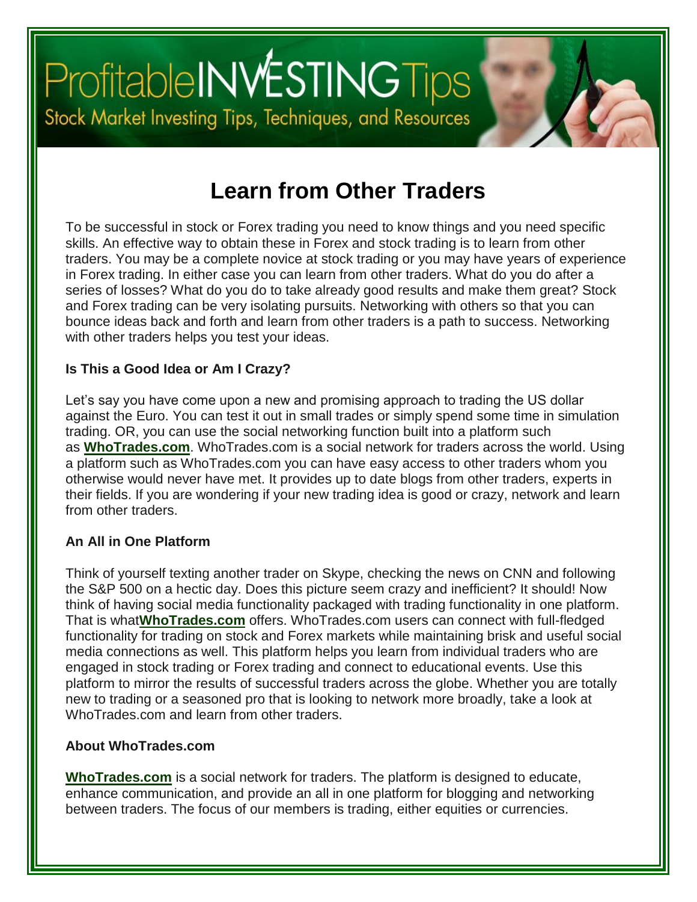ProfitableINVESTINGTips

Stock Market Investing Tips, Techniques, and Resources

# Learn from Other Traders

To be successful in stock or Forex trading you need to know things and you need specific skills. An effective way to obtain these in Forex and stock trading is to learn from other traders. You may be a complete novice at stock trading or you may have years of experience in Forex trading. In either case you can learn from other traders. What do you do after a series of losses? What do you do to take already good results and make them great? Stock and Forex trading can be very isolating pursuits. Networking with others so that you can bounce ideas back and forth and learn from other traders is a path to success. Networking with other traders helps you test your ideas.

### Is This a Good Idea or Am I Crazy?

Let's say you have come upon a new and promising approach to trading the US dollar against the Euro. You can test it out in small trades or simply spend some time in simulation trading. OR, you can use the social networking function built into a platform such as **WhoTrades.com**. WhoTrades.com is a social network for traders across the world. Using a platform such as WhoTrades.com you can have easy access to other traders whom you otherwise would never have met. It provides up to date blogs from other traders, experts in their fields. If you are wondering if your new trading idea is good or crazy, network and learn from other traders.

### An All in One Platform

Think of yourself texting another trader on Skype, checking the news on CNN and following the S&P 500 on a hectic day. Does this picture seem crazy and inefficient? It should! Now think of having social media functionality packaged with trading functionality in one platform. That is what**WhoTrades.com** offers. WhoTrades.com users can connect with full-fledged functionality for trading on stock and Forex markets while maintaining brisk and useful social media connections as well. This platform helps you learn from individual traders who are engaged in stock trading or Forex trading and connect to educational events. Use this platform to mirror the results of successful traders across the globe. Whether you are totally new to trading or a seasoned pro that is looking to network more broadly, take a look at WhoTrades.com and learn from other traders.

### About WhoTrades.com

**WhoTrades.com** is a social network for traders. The platform is designed to educate, enhance communication, and provide an all in one platform for blogging and networking between traders. The focus of our members is trading, either equities or currencies.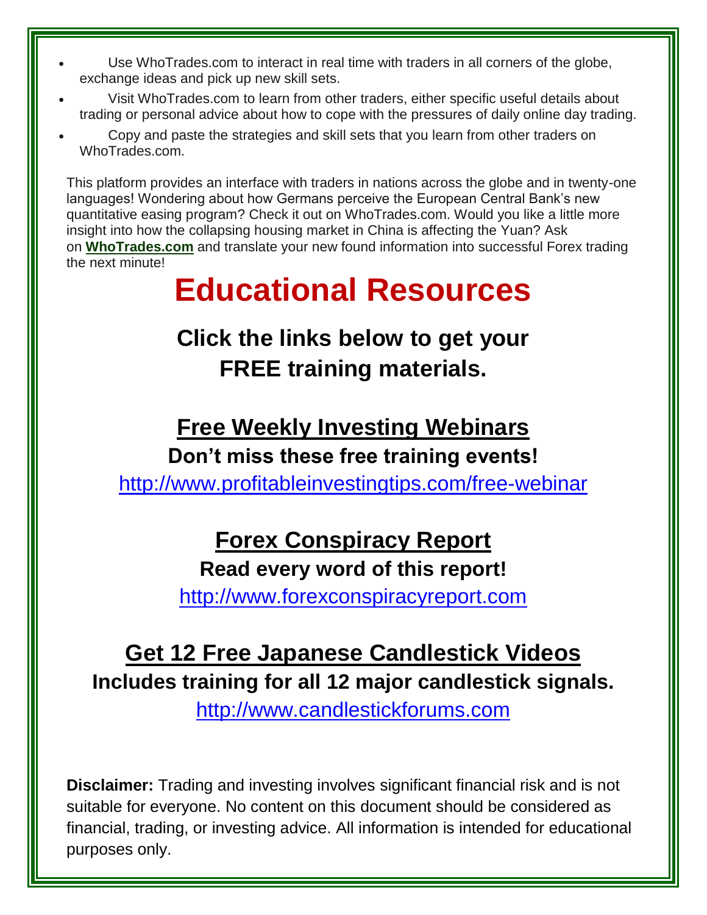- Use WhoTrades.com to interact in real time with traders in all corners of the globe, exchange ideas and pick up new skill sets.
- Visit WhoTrades.com to learn from other traders, either specific useful details about trading or personal advice about how to cope with the pressures of daily online day trading.
- Copy and paste the strategies and skill sets that you learn from other traders on WhoTrades.com.

This platform provides an interface with traders in nations across the globe and in twenty-one languages! Wondering about how Germans perceive the European Central Bank's new quantitative easing program? Check it out on WhoTrades.com. Would you like a little more insight into how the collapsing housing market in China is affecting the Yuan? Ask on **WhoTrades.com** and translate your new found information into successful Forex trading the next minute!

# Educational Resources

## Click the links below to get your FREE training materials.

## Free Weekly Investing Webinars

**Don't miss these free training events!**

http://www.profitableinvestingtips.com/free-webinar

## Forex Conspiracy Report

**Read every word of this report!**

http://www.forexconspiracyreport.com

## Get 12 Free Japanese Candlestick Videos

**Includes training for all 12 major candlestick signals.**

http://www.candlestickforums.com

**Disclaimer:** Trading and investing involves significant financial risk and is not suitable for everyone. No content on this document should be considered as financial, trading, or investing advice. All information is intended for educational purposes only.